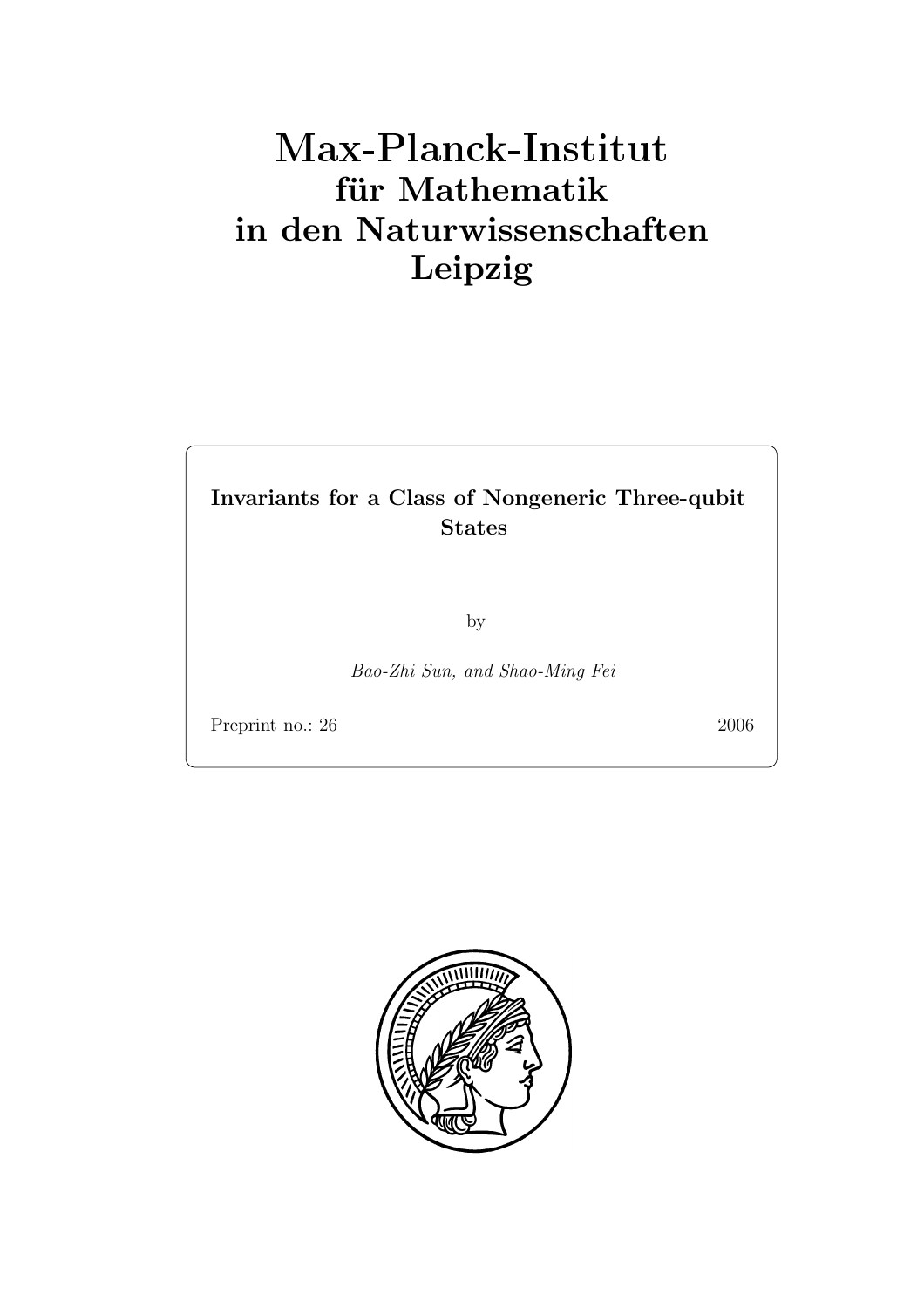# Max-Planck-Institut
## für Mathematik
## in den Naturwissenschaften
## Leipzig

**Invariants for a Class of Nongeneric Three-qubit States**

by

*Bao-Zhi Sun, and Shao-Ming Fei*

Preprint no.: 26 2006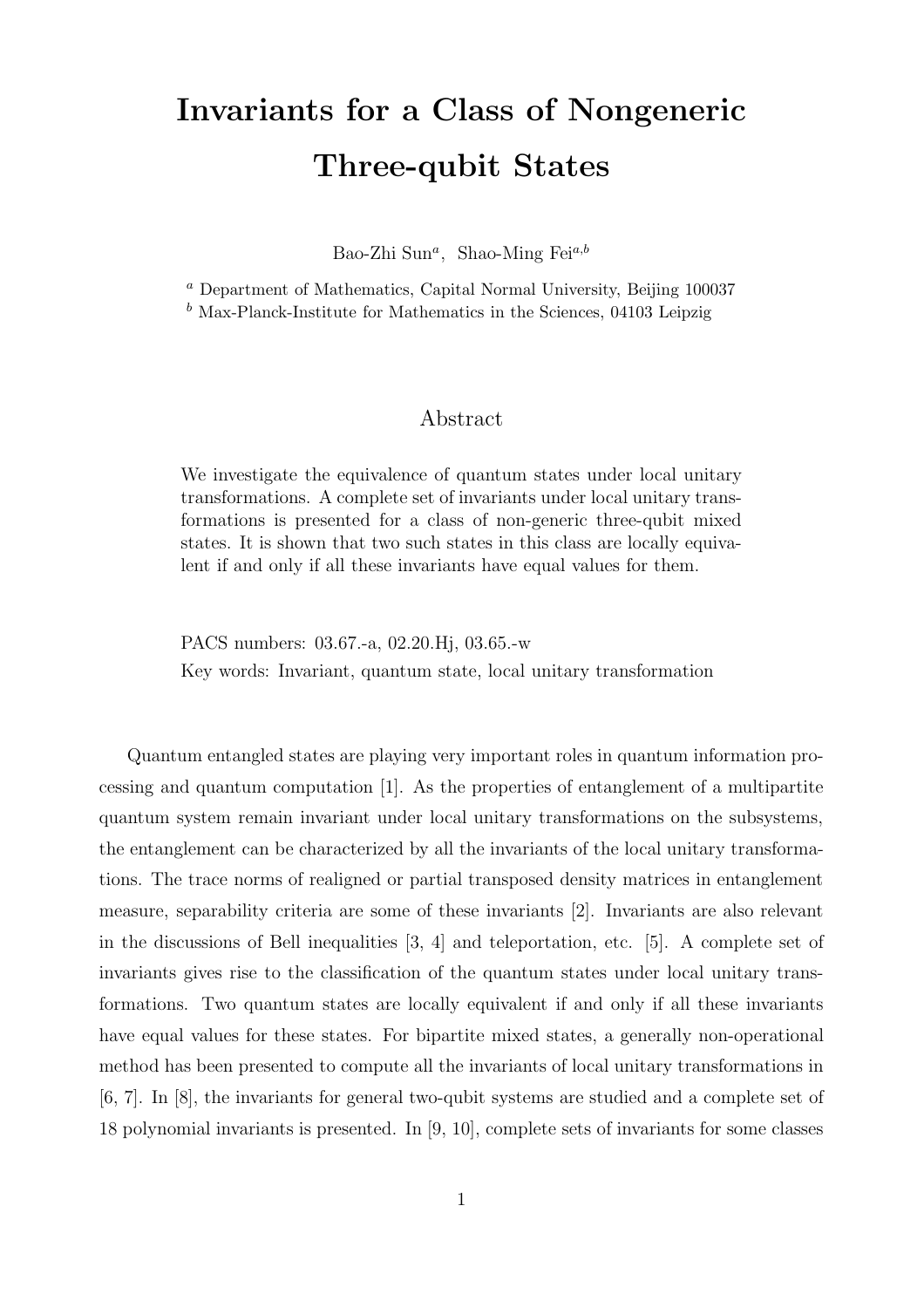# Invariants for a Class of Nongeneric Three-qubit States

Bao-Zhi Sun[a], Shao-Ming Fei[a,b]

[a] Department of Mathematics, Capital Normal University, Beijing 100037
[b] Max-Planck-Institute for Mathematics in the Sciences, 04103 Leipzig

## Abstract

We investigate the equivalence of quantum states under local unitary transformations. A complete set of invariants under local unitary transformations is presented for a class of non-generic three-qubit mixed states. It is shown that two such states in this class are locally equivalent if and only if all these invariants have equal values for them.

PACS numbers: 03.67.-a, 02.20.Hj, 03.65.-w
Key words: Invariant, quantum state, local unitary transformation

Quantum entangled states are playing very important roles in quantum information processing and quantum computation [1]. As the properties of entanglement of a multipartite quantum system remain invariant under local unitary transformations on the subsystems, the entanglement can be characterized by all the invariants of the local unitary transformations. The trace norms of realigned or partial transposed density matrices in entanglement measure, separability criteria are some of these invariants [2]. Invariants are also relevant in the discussions of Bell inequalities [3, 4] and teleportation, etc. [5]. A complete set of invariants gives rise to the classification of the quantum states under local unitary transformations. Two quantum states are locally equivalent if and only if all these invariants have equal values for these states. For bipartite mixed states, a generally non-operational method has been presented to compute all the invariants of local unitary transformations in [6, 7]. In [8], the invariants for general two-qubit systems are studied and a complete set of 18 polynomial invariants is presented. In [9, 10], complete sets of invariants for some classes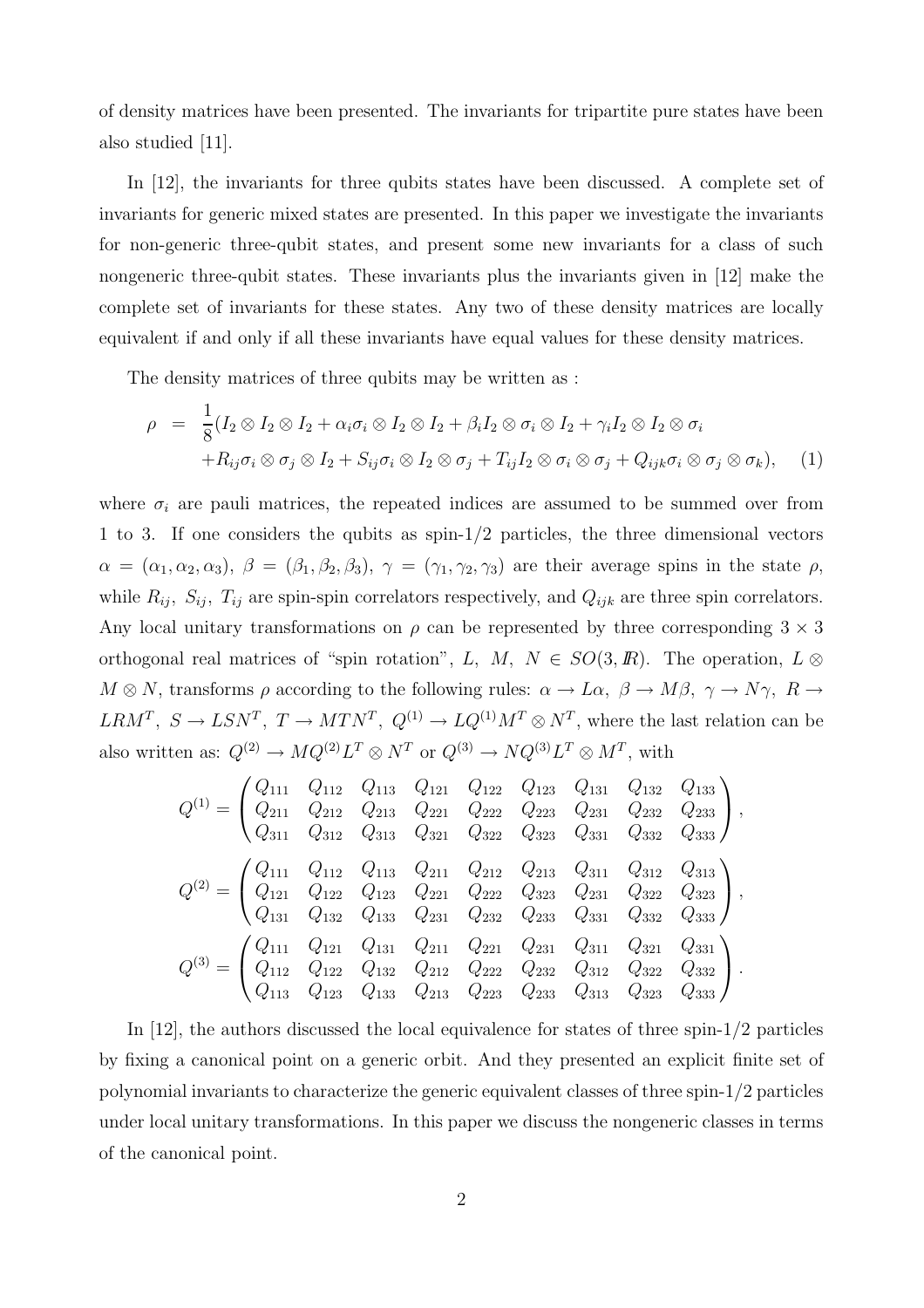of density matrices have been presented. The invariants for tripartite pure states have been also studied [11].

In [12], the invariants for three qubits states have been discussed. A complete set of invariants for generic mixed states are presented. In this paper we investigate the invariants for non-generic three-qubit states, and present some new invariants for a class of such nongeneric three-qubit states. These invariants plus the invariants given in [12] make the complete set of invariants for these states. Any two of these density matrices are locally equivalent if and only if all these invariants have equal values for these density matrices.

The density matrices of three qubits may be written as :

$$
\begin{aligned}
\rho \;=\; & \frac{1}{8}(I_2 \otimes I_2 \otimes I_2 + \alpha_i \sigma_i \otimes I_2 \otimes I_2 + \beta_i I_2 \otimes \sigma_i \otimes I_2 + \gamma_i I_2 \otimes I_2 \otimes \sigma_i \\
& + R_{ij}\sigma_i \otimes \sigma_j \otimes I_2 + S_{ij}\sigma_i \otimes I_2 \otimes \sigma_j + T_{ij} I_2 \otimes \sigma_i \otimes \sigma_j + Q_{ijk}\sigma_i \otimes \sigma_j \otimes \sigma_k), \qquad (1)
\end{aligned}
$$

where $\sigma_i$ are pauli matrices, the repeated indices are assumed to be summed over from 1 to 3. If one considers the qubits as spin-1/2 particles, the three dimensional vectors $\alpha = (\alpha_1, \alpha_2, \alpha_3)$, $\beta = (\beta_1, \beta_2, \beta_3)$, $\gamma = (\gamma_1, \gamma_2, \gamma_3)$ are their average spins in the state $\rho$, while $R_{ij}$, $S_{ij}$, $T_{ij}$ are spin-spin correlators respectively, and $Q_{ijk}$ are three spin correlators. Any local unitary transformations on $\rho$ can be represented by three corresponding $3 \times 3$ orthogonal real matrices of "spin rotation", $L, M, N \in SO(3, \mathbb{R})$. The operation, $L \otimes M \otimes N$, transforms $\rho$ according to the following rules: $\alpha \to L\alpha$, $\beta \to M\beta$, $\gamma \to N\gamma$, $R \to LRM^T$, $S \to LSN^T$, $T \to MTN^T$, $Q^{(1)} \to LQ^{(1)}M^T \otimes N^T$, where the last relation can be also written as: $Q^{(2)} \to MQ^{(2)}L^T \otimes N^T$ or $Q^{(3)} \to NQ^{(3)}L^T \otimes M^T$, with

$$
Q^{(1)} = \begin{pmatrix} Q_{111} & Q_{112} & Q_{113} & Q_{121} & Q_{122} & Q_{123} & Q_{131} & Q_{132} & Q_{133} \\ Q_{211} & Q_{212} & Q_{213} & Q_{221} & Q_{222} & Q_{223} & Q_{231} & Q_{232} & Q_{233} \\ Q_{311} & Q_{312} & Q_{313} & Q_{321} & Q_{322} & Q_{323} & Q_{331} & Q_{332} & Q_{333} \end{pmatrix},
$$

$$
Q^{(2)} = \begin{pmatrix} Q_{111} & Q_{112} & Q_{113} & Q_{211} & Q_{212} & Q_{213} & Q_{311} & Q_{312} & Q_{313} \\ Q_{121} & Q_{122} & Q_{123} & Q_{221} & Q_{222} & Q_{323} & Q_{231} & Q_{322} & Q_{323} \\ Q_{131} & Q_{132} & Q_{133} & Q_{231} & Q_{232} & Q_{233} & Q_{331} & Q_{332} & Q_{333} \end{pmatrix},
$$

$$
Q^{(3)} = \begin{pmatrix} Q_{111} & Q_{121} & Q_{131} & Q_{211} & Q_{221} & Q_{231} & Q_{311} & Q_{321} & Q_{331} \\ Q_{112} & Q_{122} & Q_{132} & Q_{212} & Q_{222} & Q_{232} & Q_{312} & Q_{322} & Q_{332} \\ Q_{113} & Q_{123} & Q_{133} & Q_{213} & Q_{223} & Q_{233} & Q_{313} & Q_{323} & Q_{333} \end{pmatrix}.
$$

In [12], the authors discussed the local equivalence for states of three spin-1/2 particles by fixing a canonical point on a generic orbit. And they presented an explicit finite set of polynomial invariants to characterize the generic equivalent classes of three spin-1/2 particles under local unitary transformations. In this paper we discuss the nongeneric classes in terms of the canonical point.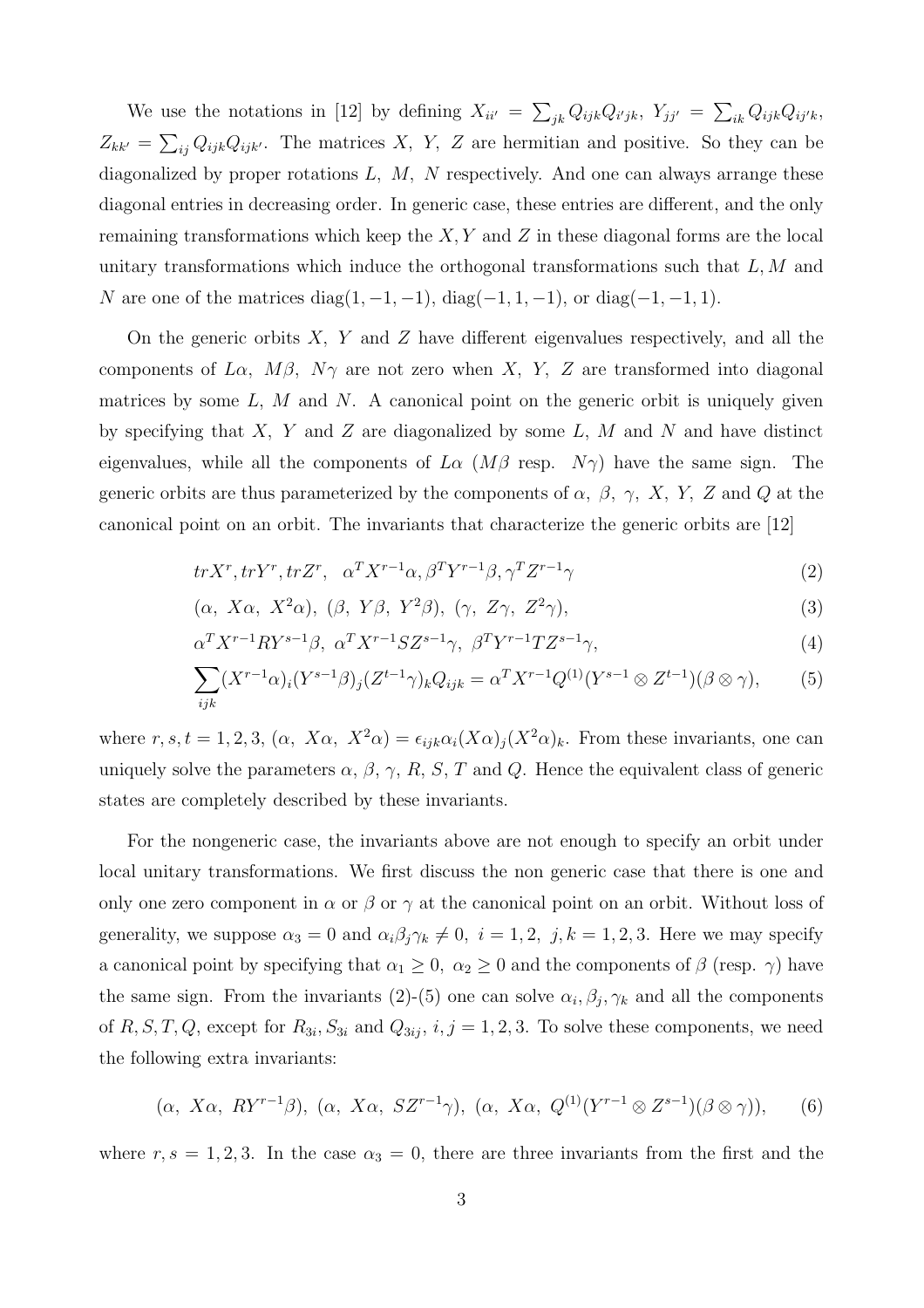We use the notations in [12] by defining $X_{ii'} = \sum_{jk} Q_{ijk}Q_{i'jk}$, $Y_{jj'} = \sum_{ik} Q_{ijk}Q_{ij'k}$, $Z_{kk'} = \sum_{ij} Q_{ijk}Q_{ijk'}$. The matrices $X$, $Y$, $Z$ are hermitian and positive. So they can be diagonalized by proper rotations $L$, $M$, $N$ respectively. And one can always arrange these diagonal entries in decreasing order. In generic case, these entries are different, and the only remaining transformations which keep the $X, Y$ and $Z$ in these diagonal forms are the local unitary transformations which induce the orthogonal transformations such that $L, M$ and $N$ are one of the matrices $\mathrm{diag}(1, -1, -1)$, $\mathrm{diag}(-1, 1, -1)$, or $\mathrm{diag}(-1, -1, 1)$.

On the generic orbits $X$, $Y$ and $Z$ have different eigenvalues respectively, and all the components of $L\alpha$, $M\beta$, $N\gamma$ are not zero when $X$, $Y$, $Z$ are transformed into diagonal matrices by some $L$, $M$ and $N$. A canonical point on the generic orbit is uniquely given by specifying that $X$, $Y$ and $Z$ are diagonalized by some $L$, $M$ and $N$ and have distinct eigenvalues, while all the components of $L\alpha$ ($M\beta$ resp. $N\gamma$) have the same sign. The generic orbits are thus parameterized by the components of $\alpha$, $\beta$, $\gamma$, $X$, $Y$, $Z$ and $Q$ at the canonical point on an orbit. The invariants that characterize the generic orbits are [12]

$$tr X^r, tr Y^r, tr Z^r, \quad \alpha^T X^{r-1}\alpha, \beta^T Y^{r-1}\beta, \gamma^T Z^{r-1}\gamma \tag{2}$$

$$(\alpha,\ X\alpha,\ X^2\alpha),\ (\beta,\ Y\beta,\ Y^2\beta),\ (\gamma,\ Z\gamma,\ Z^2\gamma), \tag{3}$$

$$\alpha^T X^{r-1} R Y^{s-1}\beta,\ \alpha^T X^{r-1} S Z^{s-1}\gamma,\ \beta^T Y^{r-1} T Z^{s-1}\gamma, \tag{4}$$

$$\sum_{ijk} (X^{r-1}\alpha)_i (Y^{s-1}\beta)_j (Z^{t-1}\gamma)_k Q_{ijk} = \alpha^T X^{r-1} Q^{(1)} (Y^{s-1} \otimes Z^{t-1})(\beta \otimes \gamma), \tag{5}$$

where $r, s, t = 1, 2, 3$, $(\alpha,\ X\alpha,\ X^2\alpha) = \epsilon_{ijk}\alpha_i (X\alpha)_j (X^2\alpha)_k$. From these invariants, one can uniquely solve the parameters $\alpha$, $\beta$, $\gamma$, $R$, $S$, $T$ and $Q$. Hence the equivalent class of generic states are completely described by these invariants.

For the nongeneric case, the invariants above are not enough to specify an orbit under local unitary transformations. We first discuss the non generic case that there is one and only one zero component in $\alpha$ or $\beta$ or $\gamma$ at the canonical point on an orbit. Without loss of generality, we suppose $\alpha_3 = 0$ and $\alpha_i \beta_j \gamma_k \neq 0$, $i = 1, 2$, $j, k = 1, 2, 3$. Here we may specify a canonical point by specifying that $\alpha_1 \geq 0$, $\alpha_2 \geq 0$ and the components of $\beta$ (resp. $\gamma$) have the same sign. From the invariants (2)-(5) one can solve $\alpha_i, \beta_j, \gamma_k$ and all the components of $R, S, T, Q$, except for $R_{3i}, S_{3i}$ and $Q_{3ij}$, $i, j = 1, 2, 3$. To solve these components, we need the following extra invariants:

$$(\alpha,\ X\alpha,\ RY^{r-1}\beta),\ (\alpha,\ X\alpha,\ SZ^{r-1}\gamma),\ (\alpha,\ X\alpha,\ Q^{(1)}(Y^{r-1} \otimes Z^{s-1})(\beta \otimes \gamma)), \tag{6}$$

where $r, s = 1, 2, 3$. In the case $\alpha_3 = 0$, there are three invariants from the first and the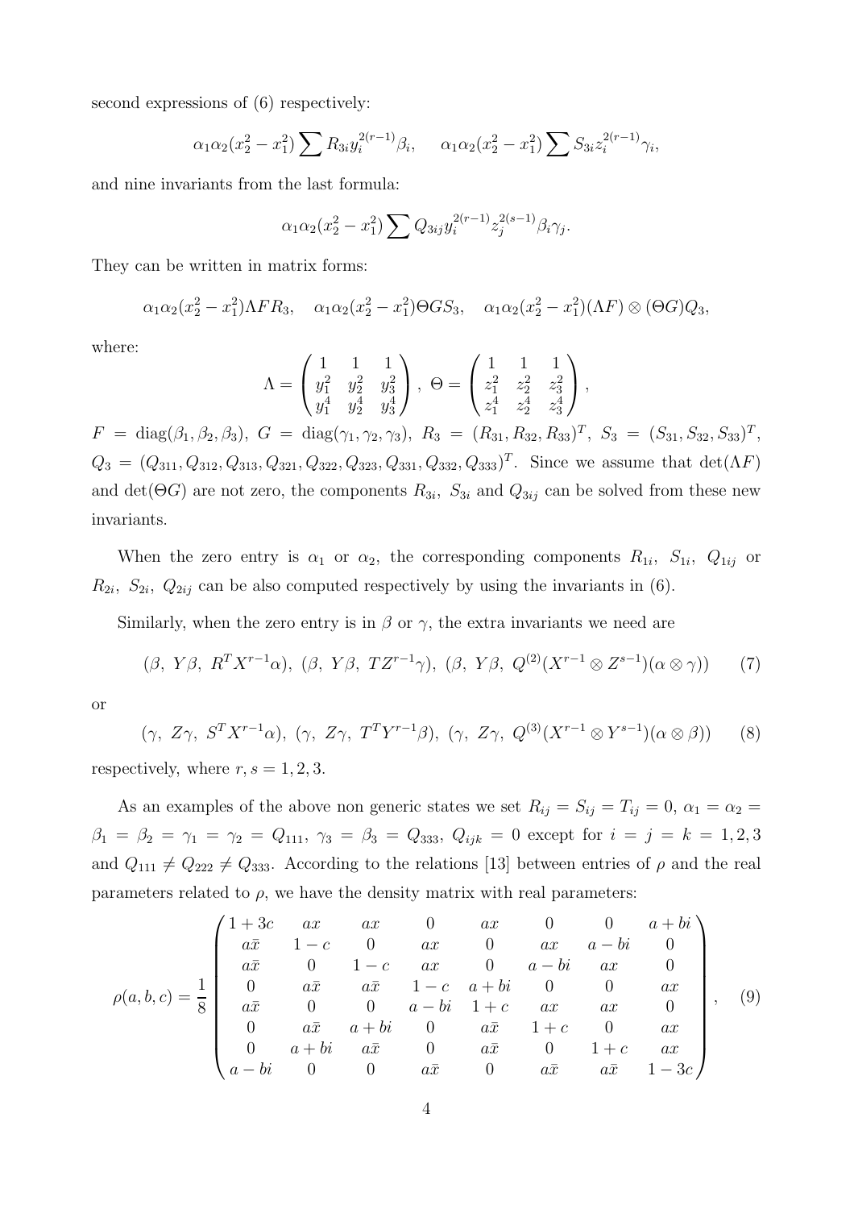second expressions of (6) respectively:

$$\alpha_1\alpha_2(x_2^2-x_1^2)\sum R_{3i}y_i^{2(r-1)}\beta_i, \quad \alpha_1\alpha_2(x_2^2-x_1^2)\sum S_{3i}z_i^{2(r-1)}\gamma_i,$$

and nine invariants from the last formula:

$$\alpha_1\alpha_2(x_2^2-x_1^2)\sum Q_{3ij}y_i^{2(r-1)}z_j^{2(s-1)}\beta_i\gamma_j.$$

They can be written in matrix forms:

$$\alpha_1\alpha_2(x_2^2-x_1^2)\Lambda F R_3, \quad \alpha_1\alpha_2(x_2^2-x_1^2)\Theta G S_3, \quad \alpha_1\alpha_2(x_2^2-x_1^2)(\Lambda F)\otimes(\Theta G)Q_3,$$

where:

$$\Lambda = \begin{pmatrix} 1 & 1 & 1 \\ y_1^2 & y_2^2 & y_3^2 \\ y_1^4 & y_2^4 & y_3^4 \end{pmatrix}, \ \Theta = \begin{pmatrix} 1 & 1 & 1 \\ z_1^2 & z_2^2 & z_3^2 \\ z_1^4 & z_2^4 & z_3^4 \end{pmatrix},$$

$F = \mathrm{diag}(\beta_1, \beta_2, \beta_3)$, $G = \mathrm{diag}(\gamma_1, \gamma_2, \gamma_3)$, $R_3 = (R_{31}, R_{32}, R_{33})^T$, $S_3 = (S_{31}, S_{32}, S_{33})^T$, $Q_3 = (Q_{311}, Q_{312}, Q_{313}, Q_{321}, Q_{322}, Q_{323}, Q_{331}, Q_{332}, Q_{333})^T$. Since we assume that $\det(\Lambda F)$ and $\det(\Theta G)$ are not zero, the components $R_{3i}$, $S_{3i}$ and $Q_{3ij}$ can be solved from these new invariants.

When the zero entry is $\alpha_1$ or $\alpha_2$, the corresponding components $R_{1i}$, $S_{1i}$, $Q_{1ij}$ or $R_{2i}$, $S_{2i}$, $Q_{2ij}$ can be also computed respectively by using the invariants in (6).

Similarly, when the zero entry is in $\beta$ or $\gamma$, the extra invariants we need are

$$(\beta,\ Y\beta,\ R^T X^{r-1}\alpha),\ (\beta,\ Y\beta,\ TZ^{r-1}\gamma),\ (\beta,\ Y\beta,\ Q^{(2)}(X^{r-1}\otimes Z^{s-1})(\alpha\otimes\gamma)) \tag{7}$$

or

$$(\gamma,\ Z\gamma,\ S^T X^{r-1}\alpha),\ (\gamma,\ Z\gamma,\ T^T Y^{r-1}\beta),\ (\gamma,\ Z\gamma,\ Q^{(3)}(X^{r-1}\otimes Y^{s-1})(\alpha\otimes\beta)) \tag{8}$$

respectively, where $r, s = 1, 2, 3$.

As an examples of the above non generic states we set $R_{ij} = S_{ij} = T_{ij} = 0$, $\alpha_1 = \alpha_2 = \beta_1 = \beta_2 = \gamma_1 = \gamma_2 = Q_{111}$, $\gamma_3 = \beta_3 = Q_{333}$, $Q_{ijk} = 0$ except for $i = j = k = 1, 2, 3$ and $Q_{111} \neq Q_{222} \neq Q_{333}$. According to the relations [13] between entries of $\rho$ and the real parameters related to $\rho$, we have the density matrix with real parameters:

$$\rho(a,b,c) = \frac{1}{8}\begin{pmatrix} 1+3c & ax & ax & 0 & ax & 0 & 0 & a+bi \\ a\bar{x} & 1-c & 0 & ax & 0 & ax & a-bi & 0 \\ a\bar{x} & 0 & 1-c & ax & 0 & a-bi & ax & 0 \\ 0 & a\bar{x} & a\bar{x} & 1-c & a+bi & 0 & 0 & ax \\ a\bar{x} & 0 & 0 & a-bi & 1+c & ax & ax & 0 \\ 0 & a\bar{x} & a+bi & 0 & a\bar{x} & 1+c & 0 & ax \\ 0 & a+bi & a\bar{x} & 0 & a\bar{x} & 0 & 1+c & ax \\ a-bi & 0 & 0 & a\bar{x} & 0 & a\bar{x} & a\bar{x} & 1-3c \end{pmatrix}, \tag{9}$$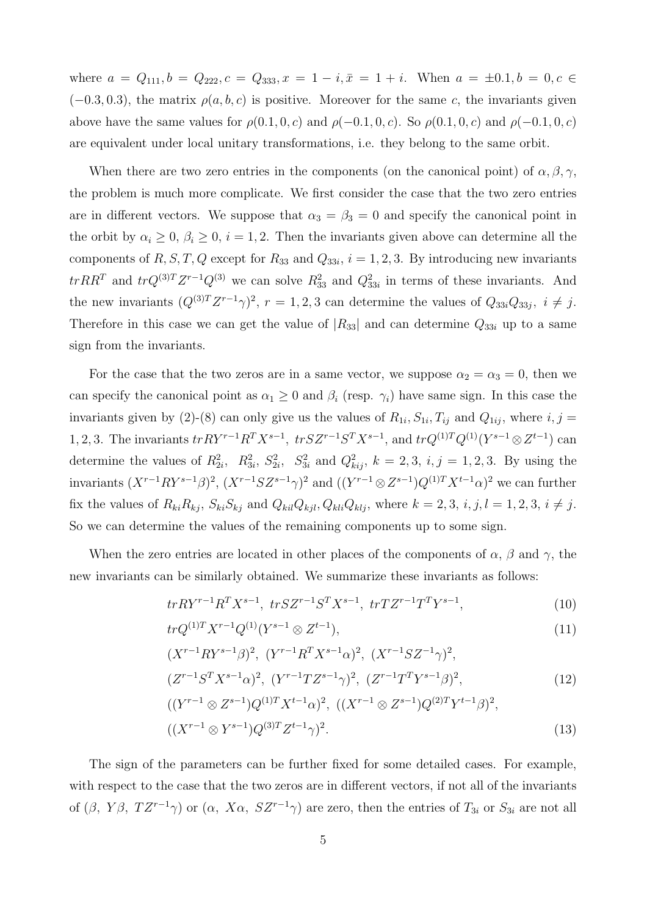where $a = Q_{111}, b = Q_{222}, c = Q_{333}, x = 1 - i, \bar{x} = 1 + i$. When $a = \pm 0.1, b = 0, c \in (-0.3, 0.3)$, the matrix $\rho(a, b, c)$ is positive. Moreover for the same $c$, the invariants given above have the same values for $\rho(0.1, 0, c)$ and $\rho(-0.1, 0, c)$. So $\rho(0.1, 0, c)$ and $\rho(-0.1, 0, c)$ are equivalent under local unitary transformations, i.e. they belong to the same orbit.

When there are two zero entries in the components (on the canonical point) of $\alpha, \beta, \gamma$, the problem is much more complicate. We first consider the case that the two zero entries are in different vectors. We suppose that $\alpha_3 = \beta_3 = 0$ and specify the canonical point in the orbit by $\alpha_i \geq 0$, $\beta_i \geq 0$, $i = 1, 2$. Then the invariants given above can determine all the components of $R, S, T, Q$ except for $R_{33}$ and $Q_{33i}$, $i = 1, 2, 3$. By introducing new invariants $trRR^T$ and $trQ^{(3)T}Z^{r-1}Q^{(3)}$ we can solve $R_{33}^2$ and $Q_{33i}^2$ in terms of these invariants. And the new invariants $(Q^{(3)T}Z^{r-1}\gamma)^2$, $r = 1, 2, 3$ can determine the values of $Q_{33i}Q_{33j}$, $i \neq j$. Therefore in this case we can get the value of $|R_{33}|$ and can determine $Q_{33i}$ up to a same sign from the invariants.

For the case that the two zeros are in a same vector, we suppose $\alpha_2 = \alpha_3 = 0$, then we can specify the canonical point as $\alpha_1 \geq 0$ and $\beta_i$ (resp. $\gamma_i$) have same sign. In this case the invariants given by (2)-(8) can only give us the values of $R_{1i}, S_{1i}, T_{ij}$ and $Q_{1ij}$, where $i, j = 1, 2, 3$. The invariants $trRY^{r-1}R^TX^{s-1}$, $trSZ^{r-1}S^TX^{s-1}$, and $trQ^{(1)T}Q^{(1)}(Y^{s-1} \otimes Z^{t-1})$ can determine the values of $R_{2i}^2$, $R_{3i}^2$, $S_{2i}^2$, $S_{3i}^2$ and $Q_{kij}^2$, $k = 2, 3$, $i, j = 1, 2, 3$. By using the invariants $(X^{r-1}RY^{s-1}\beta)^2$, $(X^{r-1}SZ^{s-1}\gamma)^2$ and $((Y^{r-1} \otimes Z^{s-1})Q^{(1)T}X^{t-1}\alpha)^2$ we can further fix the values of $R_{ki}R_{kj}$, $S_{ki}S_{kj}$ and $Q_{kil}Q_{kjl}, Q_{kli}Q_{klj}$, where $k = 2, 3$, $i, j, l = 1, 2, 3$, $i \neq j$. So we can determine the values of the remaining components up to some sign.

When the zero entries are located in other places of the components of $\alpha$, $\beta$ and $\gamma$, the new invariants can be similarly obtained. We summarize these invariants as follows:

$$trRY^{r-1}R^TX^{s-1},\ trSZ^{r-1}S^TX^{s-1},\ trTZ^{r-1}T^TY^{s-1}, \tag{10}$$

$$trQ^{(1)T}X^{r-1}Q^{(1)}(Y^{s-1} \otimes Z^{t-1}), \tag{11}$$

$$\begin{aligned} &(X^{r-1}RY^{s-1}\beta)^2,\ (Y^{r-1}R^TX^{s-1}\alpha)^2,\ (X^{r-1}SZ^{-1}\gamma)^2,\\ &(Z^{r-1}S^TX^{s-1}\alpha)^2,\ (Y^{r-1}TZ^{s-1}\gamma)^2,\ (Z^{r-1}T^TY^{s-1}\beta)^2, \end{aligned} \tag{12}$$

$$\begin{aligned} &((Y^{r-1} \otimes Z^{s-1})Q^{(1)T}X^{t-1}\alpha)^2,\ ((X^{r-1} \otimes Z^{s-1})Q^{(2)T}Y^{t-1}\beta)^2,\\ &((X^{r-1} \otimes Y^{s-1})Q^{(3)T}Z^{t-1}\gamma)^2. \end{aligned} \tag{13}$$

The sign of the parameters can be further fixed for some detailed cases. For example, with respect to the case that the two zeros are in different vectors, if not all of the invariants of $(\beta,\ Y\beta,\ TZ^{r-1}\gamma)$ or $(\alpha,\ X\alpha,\ SZ^{r-1}\gamma)$ are zero, then the entries of $T_{3i}$ or $S_{3i}$ are not all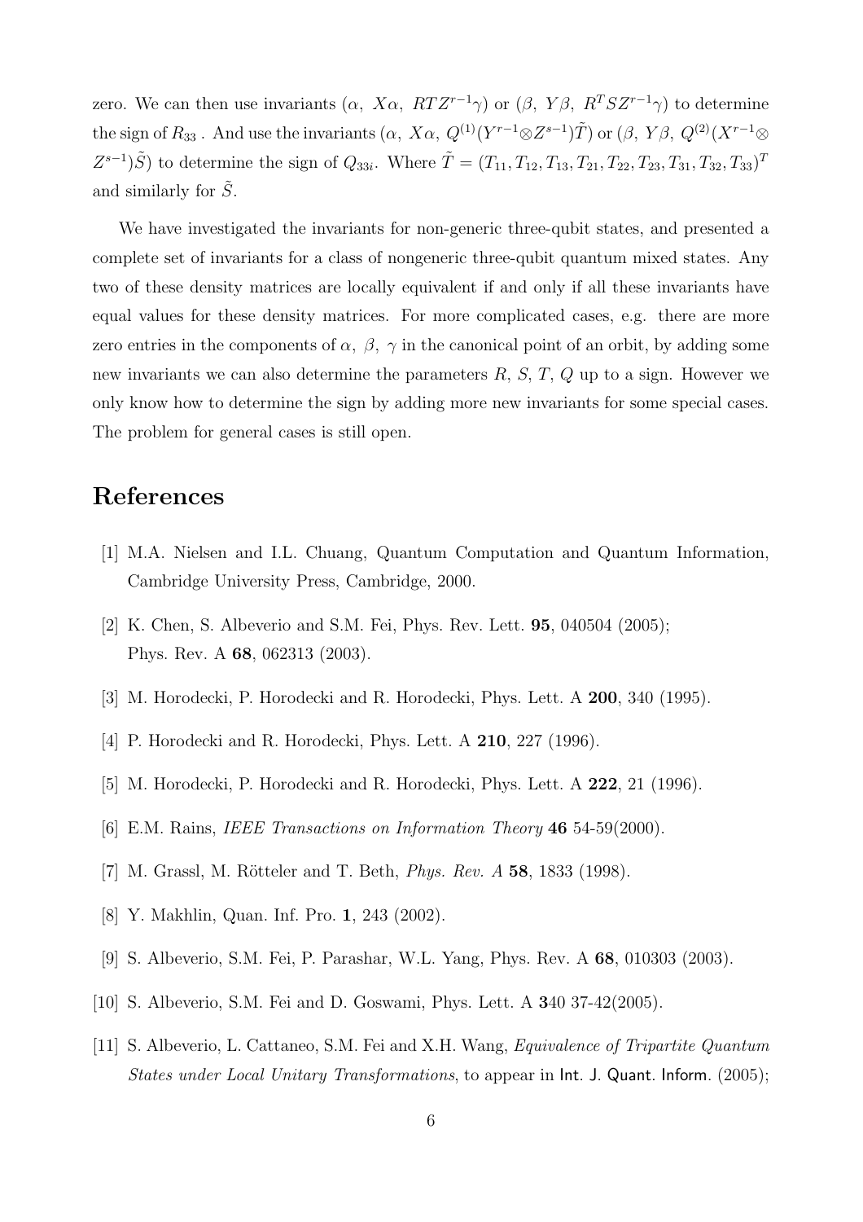zero. We can then use invariants $(\alpha,\ X\alpha,\ RTZ^{r-1}\gamma)$ or $(\beta,\ Y\beta,\ R^TSZ^{r-1}\gamma)$ to determine the sign of $R_{33}$ . And use the invariants $(\alpha,\ X\alpha,\ Q^{(1)}(Y^{r-1}\otimes Z^{s-1})\tilde{T})$ or $(\beta,\ Y\beta,\ Q^{(2)}(X^{r-1}\otimes Z^{s-1})\tilde{S})$ to determine the sign of $Q_{33i}$. Where $\tilde{T} = (T_{11}, T_{12}, T_{13}, T_{21}, T_{22}, T_{23}, T_{31}, T_{32}, T_{33})^T$ and similarly for $\tilde{S}$.

We have investigated the invariants for non-generic three-qubit states, and presented a complete set of invariants for a class of nongeneric three-qubit quantum mixed states. Any two of these density matrices are locally equivalent if and only if all these invariants have equal values for these density matrices. For more complicated cases, e.g. there are more zero entries in the components of $\alpha$, $\beta$, $\gamma$ in the canonical point of an orbit, by adding some new invariants we can also determine the parameters $R$, $S$, $T$, $Q$ up to a sign. However we only know how to determine the sign by adding more new invariants for some special cases. The problem for general cases is still open.

# References

[1] M.A. Nielsen and I.L. Chuang, Quantum Computation and Quantum Information, Cambridge University Press, Cambridge, 2000.

[2] K. Chen, S. Albeverio and S.M. Fei, Phys. Rev. Lett. **95**, 040504 (2005); Phys. Rev. A **68**, 062313 (2003).

[3] M. Horodecki, P. Horodecki and R. Horodecki, Phys. Lett. A **200**, 340 (1995).

[4] P. Horodecki and R. Horodecki, Phys. Lett. A **210**, 227 (1996).

[5] M. Horodecki, P. Horodecki and R. Horodecki, Phys. Lett. A **222**, 21 (1996).

[6] E.M. Rains, *IEEE Transactions on Information Theory* **46** 54-59(2000).

[7] M. Grassl, M. Rötteler and T. Beth, *Phys. Rev. A* **58**, 1833 (1998).

[8] Y. Makhlin, Quan. Inf. Pro. **1**, 243 (2002).

[9] S. Albeverio, S.M. Fei, P. Parashar, W.L. Yang, Phys. Rev. A **68**, 010303 (2003).

[10] S. Albeverio, S.M. Fei and D. Goswami, Phys. Lett. A **3**40 37-42(2005).

[11] S. Albeverio, L. Cattaneo, S.M. Fei and X.H. Wang, *Equivalence of Tripartite Quantum States under Local Unitary Transformations*, to appear in Int. J. Quant. Inform. (2005);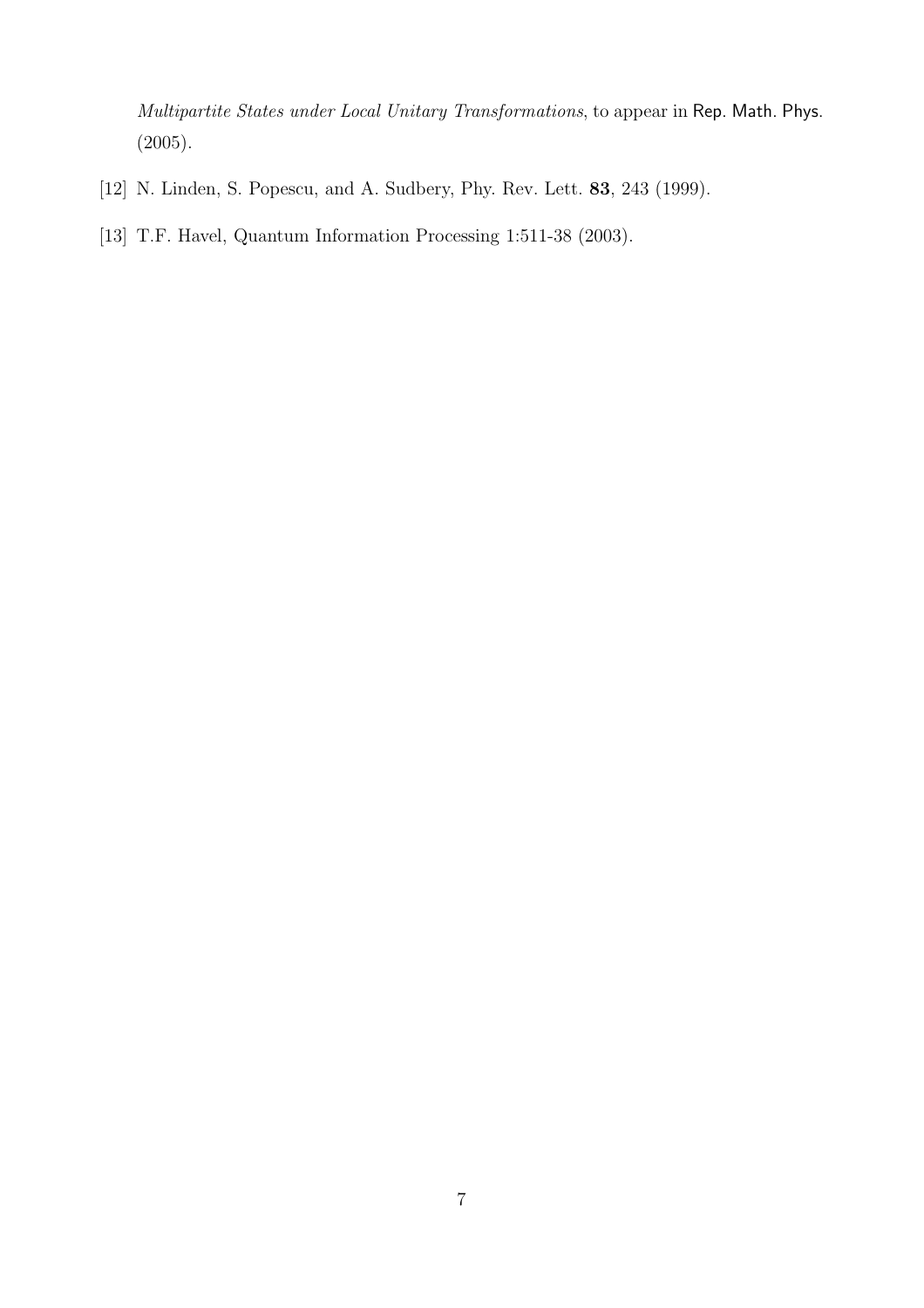*Multipartite States under Local Unitary Transformations*, to appear in Rep. Math. Phys. (2005).

[12] N. Linden, S. Popescu, and A. Sudbery, Phy. Rev. Lett. **83**, 243 (1999).

[13] T.F. Havel, Quantum Information Processing 1:511-38 (2003).